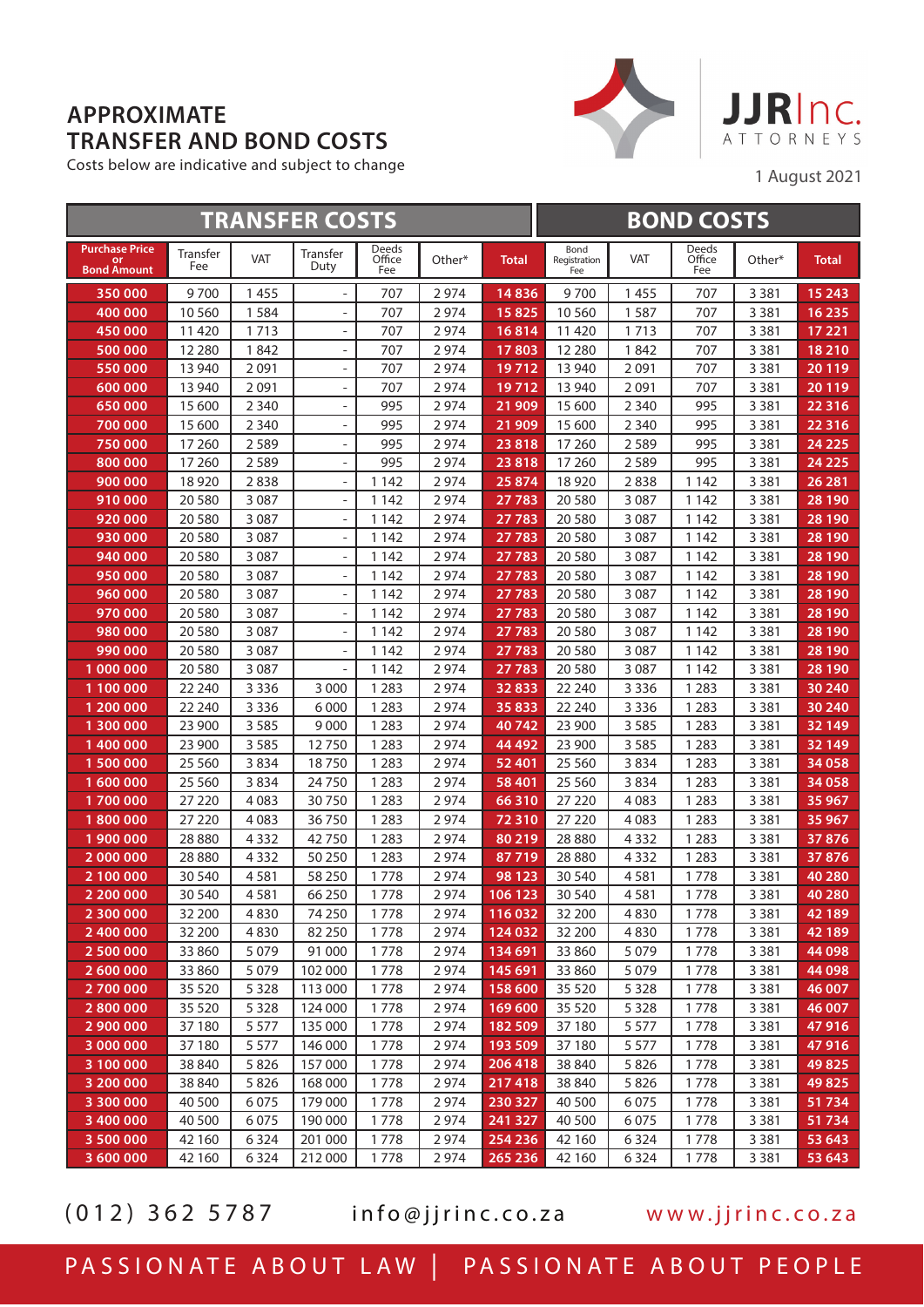# APPROXIMATE TRANSFER AND BOND COSTS

Costs below are indicative and subject to change

**JJR Inc.** ATTORNEYS

1 August 2021

| TRANSFER COSTS | | | | | | | BOND COSTS | | | | |
|---|---|---|---|---|---|---|---|---|---|---|---|
| Purchase Price or Bond Amount | Transfer Fee | VAT | Transfer Duty | Deeds Office Fee | Other* | Total | Bond Registration Fee | VAT | Deeds Office Fee | Other* | Total |
| 350 000 | 9 700 | 1 455 | - | 707 | 2 974 | 14 836 | 9 700 | 1 455 | 707 | 3 381 | 15 243 |
| 400 000 | 10 560 | 1 584 | - | 707 | 2 974 | 15 825 | 10 560 | 1 587 | 707 | 3 381 | 16 235 |
| 450 000 | 11 420 | 1 713 | - | 707 | 2 974 | 16 814 | 11 420 | 1 713 | 707 | 3 381 | 17 221 |
| 500 000 | 12 280 | 1 842 | - | 707 | 2 974 | 17 803 | 12 280 | 1 842 | 707 | 3 381 | 18 210 |
| 550 000 | 13 940 | 2 091 | - | 707 | 2 974 | 19 712 | 13 940 | 2 091 | 707 | 3 381 | 20 119 |
| 600 000 | 13 940 | 2 091 | - | 707 | 2 974 | 19 712 | 13 940 | 2 091 | 707 | 3 381 | 20 119 |
| 650 000 | 15 600 | 2 340 | - | 995 | 2 974 | 21 909 | 15 600 | 2 340 | 995 | 3 381 | 22 316 |
| 700 000 | 15 600 | 2 340 | - | 995 | 2 974 | 21 909 | 15 600 | 2 340 | 995 | 3 381 | 22 316 |
| 750 000 | 17 260 | 2 589 | - | 995 | 2 974 | 23 818 | 17 260 | 2 589 | 995 | 3 381 | 24 225 |
| 800 000 | 17 260 | 2 589 | - | 995 | 2 974 | 23 818 | 17 260 | 2 589 | 995 | 3 381 | 24 225 |
| 900 000 | 18 920 | 2 838 | - | 1 142 | 2 974 | 25 874 | 18 920 | 2 838 | 1 142 | 3 381 | 26 281 |
| 910 000 | 20 580 | 3 087 | - | 1 142 | 2 974 | 27 783 | 20 580 | 3 087 | 1 142 | 3 381 | 28 190 |
| 920 000 | 20 580 | 3 087 | - | 1 142 | 2 974 | 27 783 | 20 580 | 3 087 | 1 142 | 3 381 | 28 190 |
| 930 000 | 20 580 | 3 087 | - | 1 142 | 2 974 | 27 783 | 20 580 | 3 087 | 1 142 | 3 381 | 28 190 |
| 940 000 | 20 580 | 3 087 | - | 1 142 | 2 974 | 27 783 | 20 580 | 3 087 | 1 142 | 3 381 | 28 190 |
| 950 000 | 20 580 | 3 087 | - | 1 142 | 2 974 | 27 783 | 20 580 | 3 087 | 1 142 | 3 381 | 28 190 |
| 960 000 | 20 580 | 3 087 | - | 1 142 | 2 974 | 27 783 | 20 580 | 3 087 | 1 142 | 3 381 | 28 190 |
| 970 000 | 20 580 | 3 087 | - | 1 142 | 2 974 | 27 783 | 20 580 | 3 087 | 1 142 | 3 381 | 28 190 |
| 980 000 | 20 580 | 3 087 | - | 1 142 | 2 974 | 27 783 | 20 580 | 3 087 | 1 142 | 3 381 | 28 190 |
| 990 000 | 20 580 | 3 087 | - | 1 142 | 2 974 | 27 783 | 20 580 | 3 087 | 1 142 | 3 381 | 28 190 |
| 1 000 000 | 20 580 | 3 087 | - | 1 142 | 2 974 | 27 783 | 20 580 | 3 087 | 1 142 | 3 381 | 28 190 |
| 1 100 000 | 22 240 | 3 336 | 3 000 | 1 283 | 2 974 | 32 833 | 22 240 | 3 336 | 1 283 | 3 381 | 30 240 |
| 1 200 000 | 22 240 | 3 336 | 6 000 | 1 283 | 2 974 | 35 833 | 22 240 | 3 336 | 1 283 | 3 381 | 30 240 |
| 1 300 000 | 23 900 | 3 585 | 9 000 | 1 283 | 2 974 | 40 742 | 23 900 | 3 585 | 1 283 | 3 381 | 32 149 |
| 1 400 000 | 23 900 | 3 585 | 12 750 | 1 283 | 2 974 | 44 492 | 23 900 | 3 585 | 1 283 | 3 381 | 32 149 |
| 1 500 000 | 25 560 | 3 834 | 18 750 | 1 283 | 2 974 | 52 401 | 25 560 | 3 834 | 1 283 | 3 381 | 34 058 |
| 1 600 000 | 25 560 | 3 834 | 24 750 | 1 283 | 2 974 | 58 401 | 25 560 | 3 834 | 1 283 | 3 381 | 34 058 |
| 1 700 000 | 27 220 | 4 083 | 30 750 | 1 283 | 2 974 | 66 310 | 27 220 | 4 083 | 1 283 | 3 381 | 35 967 |
| 1 800 000 | 27 220 | 4 083 | 36 750 | 1 283 | 2 974 | 72 310 | 27 220 | 4 083 | 1 283 | 3 381 | 35 967 |
| 1 900 000 | 28 880 | 4 332 | 42 750 | 1 283 | 2 974 | 80 219 | 28 880 | 4 332 | 1 283 | 3 381 | 37 876 |
| 2 000 000 | 28 880 | 4 332 | 50 250 | 1 283 | 2 974 | 87 719 | 28 880 | 4 332 | 1 283 | 3 381 | 37 876 |
| 2 100 000 | 30 540 | 4 581 | 58 250 | 1 778 | 2 974 | 98 123 | 30 540 | 4 581 | 1 778 | 3 381 | 40 280 |
| 2 200 000 | 30 540 | 4 581 | 66 250 | 1 778 | 2 974 | 106 123 | 30 540 | 4 581 | 1 778 | 3 381 | 40 280 |
| 2 300 000 | 32 200 | 4 830 | 74 250 | 1 778 | 2 974 | 116 032 | 32 200 | 4 830 | 1 778 | 3 381 | 42 189 |
| 2 400 000 | 32 200 | 4 830 | 82 250 | 1 778 | 2 974 | 124 032 | 32 200 | 4 830 | 1 778 | 3 381 | 42 189 |
| 2 500 000 | 33 860 | 5 079 | 91 000 | 1 778 | 2 974 | 134 691 | 33 860 | 5 079 | 1 778 | 3 381 | 44 098 |
| 2 600 000 | 33 860 | 5 079 | 102 000 | 1 778 | 2 974 | 145 691 | 33 860 | 5 079 | 1 778 | 3 381 | 44 098 |
| 2 700 000 | 35 520 | 5 328 | 113 000 | 1 778 | 2 974 | 158 600 | 35 520 | 5 328 | 1 778 | 3 381 | 46 007 |
| 2 800 000 | 35 520 | 5 328 | 124 000 | 1 778 | 2 974 | 169 600 | 35 520 | 5 328 | 1 778 | 3 381 | 46 007 |
| 2 900 000 | 37 180 | 5 577 | 135 000 | 1 778 | 2 974 | 182 509 | 37 180 | 5 577 | 1 778 | 3 381 | 47 916 |
| 3 000 000 | 37 180 | 5 577 | 146 000 | 1 778 | 2 974 | 193 509 | 37 180 | 5 577 | 1 778 | 3 381 | 47 916 |
| 3 100 000 | 38 840 | 5 826 | 157 000 | 1 778 | 2 974 | 206 418 | 38 840 | 5 826 | 1 778 | 3 381 | 49 825 |
| 3 200 000 | 38 840 | 5 826 | 168 000 | 1 778 | 2 974 | 217 418 | 38 840 | 5 826 | 1 778 | 3 381 | 49 825 |
| 3 300 000 | 40 500 | 6 075 | 179 000 | 1 778 | 2 974 | 230 327 | 40 500 | 6 075 | 1 778 | 3 381 | 51 734 |
| 3 400 000 | 40 500 | 6 075 | 190 000 | 1 778 | 2 974 | 241 327 | 40 500 | 6 075 | 1 778 | 3 381 | 51 734 |
| 3 500 000 | 42 160 | 6 324 | 201 000 | 1 778 | 2 974 | 254 236 | 42 160 | 6 324 | 1 778 | 3 381 | 53 643 |
| 3 600 000 | 42 160 | 6 324 | 212 000 | 1 778 | 2 974 | 265 236 | 42 160 | 6 324 | 1 778 | 3 381 | 53 643 |

(012) 362 5787 info@jjrinc.co.za www.jjrinc.co.za

PASSIONATE ABOUT LAW | PASSIONATE ABOUT PEOPLE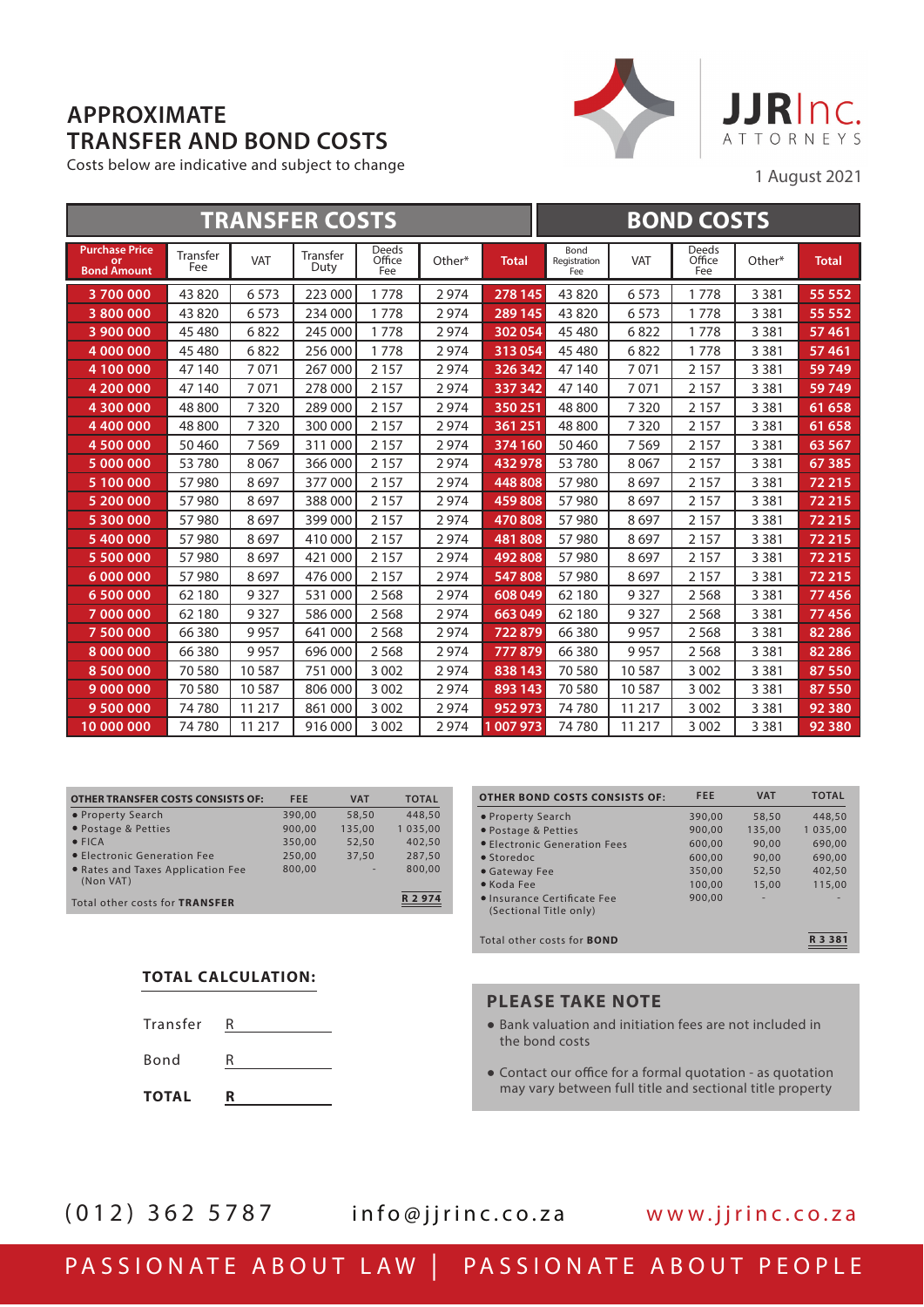# APPROXIMATE TRANSFER AND BOND COSTS

Costs below are indicative and subject to change

JJR Inc. ATTORNEYS

1 August 2021

| | TRANSFER COSTS | | | | | | BOND COSTS | | | | |
|---|---|---|---|---|---|---|---|---|---|---|---|
| Purchase Price or Bond Amount | Transfer Fee | VAT | Transfer Duty | Deeds Office Fee | Other* | Total | Bond Registration Fee | VAT | Deeds Office Fee | Other* | Total |
| 3 700 000 | 43 820 | 6 573 | 223 000 | 1 778 | 2 974 | 278 145 | 43 820 | 6 573 | 1 778 | 3 381 | 55 552 |
| 3 800 000 | 43 820 | 6 573 | 234 000 | 1 778 | 2 974 | 289 145 | 43 820 | 6 573 | 1 778 | 3 381 | 55 552 |
| 3 900 000 | 45 480 | 6 822 | 245 000 | 1 778 | 2 974 | 302 054 | 45 480 | 6 822 | 1 778 | 3 381 | 57 461 |
| 4 000 000 | 45 480 | 6 822 | 256 000 | 1 778 | 2 974 | 313 054 | 45 480 | 6 822 | 1 778 | 3 381 | 57 461 |
| 4 100 000 | 47 140 | 7 071 | 267 000 | 2 157 | 2 974 | 326 342 | 47 140 | 7 071 | 2 157 | 3 381 | 59 749 |
| 4 200 000 | 47 140 | 7 071 | 278 000 | 2 157 | 2 974 | 337 342 | 47 140 | 7 071 | 2 157 | 3 381 | 59 749 |
| 4 300 000 | 48 800 | 7 320 | 289 000 | 2 157 | 2 974 | 350 251 | 48 800 | 7 320 | 2 157 | 3 381 | 61 658 |
| 4 400 000 | 48 800 | 7 320 | 300 000 | 2 157 | 2 974 | 361 251 | 48 800 | 7 320 | 2 157 | 3 381 | 61 658 |
| 4 500 000 | 50 460 | 7 569 | 311 000 | 2 157 | 2 974 | 374 160 | 50 460 | 7 569 | 2 157 | 3 381 | 63 567 |
| 5 000 000 | 53 780 | 8 067 | 366 000 | 2 157 | 2 974 | 432 978 | 53 780 | 8 067 | 2 157 | 3 381 | 67 385 |
| 5 100 000 | 57 980 | 8 697 | 377 000 | 2 157 | 2 974 | 448 808 | 57 980 | 8 697 | 2 157 | 3 381 | 72 215 |
| 5 200 000 | 57 980 | 8 697 | 388 000 | 2 157 | 2 974 | 459 808 | 57 980 | 8 697 | 2 157 | 3 381 | 72 215 |
| 5 300 000 | 57 980 | 8 697 | 399 000 | 2 157 | 2 974 | 470 808 | 57 980 | 8 697 | 2 157 | 3 381 | 72 215 |
| 5 400 000 | 57 980 | 8 697 | 410 000 | 2 157 | 2 974 | 481 808 | 57 980 | 8 697 | 2 157 | 3 381 | 72 215 |
| 5 500 000 | 57 980 | 8 697 | 421 000 | 2 157 | 2 974 | 492 808 | 57 980 | 8 697 | 2 157 | 3 381 | 72 215 |
| 6 000 000 | 57 980 | 8 697 | 476 000 | 2 157 | 2 974 | 547 808 | 57 980 | 8 697 | 2 157 | 3 381 | 72 215 |
| 6 500 000 | 62 180 | 9 327 | 531 000 | 2 568 | 2 974 | 608 049 | 62 180 | 9 327 | 2 568 | 3 381 | 77 456 |
| 7 000 000 | 62 180 | 9 327 | 586 000 | 2 568 | 2 974 | 663 049 | 62 180 | 9 327 | 2 568 | 3 381 | 77 456 |
| 7 500 000 | 66 380 | 9 957 | 641 000 | 2 568 | 2 974 | 722 879 | 66 380 | 9 957 | 2 568 | 3 381 | 82 286 |
| 8 000 000 | 66 380 | 9 957 | 696 000 | 2 568 | 2 974 | 777 879 | 66 380 | 9 957 | 2 568 | 3 381 | 82 286 |
| 8 500 000 | 70 580 | 10 587 | 751 000 | 3 002 | 2 974 | 838 143 | 70 580 | 10 587 | 3 002 | 3 381 | 87 550 |
| 9 000 000 | 70 580 | 10 587 | 806 000 | 3 002 | 2 974 | 893 143 | 70 580 | 10 587 | 3 002 | 3 381 | 87 550 |
| 9 500 000 | 74 780 | 11 217 | 861 000 | 3 002 | 2 974 | 952 973 | 74 780 | 11 217 | 3 002 | 3 381 | 92 380 |
| 10 000 000 | 74 780 | 11 217 | 916 000 | 3 002 | 2 974 | 1 007 973 | 74 780 | 11 217 | 3 002 | 3 381 | 92 380 |

| OTHER TRANSFER COSTS CONSISTS OF: | FEE | VAT | TOTAL |
|---|---|---|---|
| • Property Search | 390,00 | 58,50 | 448,50 |
| • Postage & Petties | 900,00 | 135,00 | 1 035,00 |
| • FICA | 350,00 | 52,50 | 402,50 |
| • Electronic Generation Fee | 250,00 | 37,50 | 287,50 |
| • Rates and Taxes Application Fee (Non VAT) | 800,00 | - | 800,00 |
| Total other costs for **TRANSFER** | | | R 2 974 |

| OTHER BOND COSTS CONSISTS OF: | FEE | VAT | TOTAL |
|---|---|---|---|
| • Property Search | 390,00 | 58,50 | 448,50 |
| • Postage & Petties | 900,00 | 135,00 | 1 035,00 |
| • Electronic Generation Fees | 600,00 | 90,00 | 690,00 |
| • Storedoc | 600,00 | 90,00 | 690,00 |
| • Gateway Fee | 350,00 | 52,50 | 402,50 |
| • Koda Fee | 100,00 | 15,00 | 115,00 |
| • Insurance Certificate Fee (Sectional Title only) | 900,00 | - | - |
| Total other costs for **BOND** | | | R 3 381 |

**TOTAL CALCULATION:**

Transfer R ____________

Bond R ____________

**TOTAL R ____________**

## PLEASE TAKE NOTE

- Bank valuation and initiation fees are not included in the bond costs
- Contact our office for a formal quotation - as quotation may vary between full title and sectional title property

(012) 362 5787 info@jjrinc.co.za www.jjrinc.co.za

PASSIONATE ABOUT LAW | PASSIONATE ABOUT PEOPLE